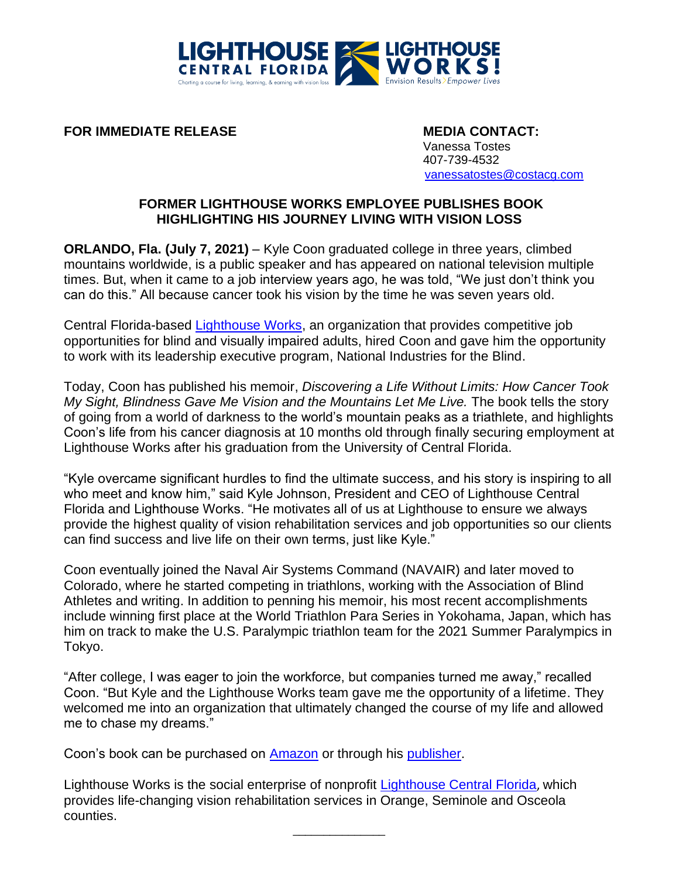LIGHTHOUSE CENTRAL FLORIDA
Charting a course for living, learning, & earning with vision loss

LIGHTHOUSE WORKS!
Envision Results > Empower Lives

**FOR IMMEDIATE RELEASE**

**MEDIA CONTACT:**
Vanessa Tostes
407-739-4532
vanessatostes@costacg.com

## FORMER LIGHTHOUSE WORKS EMPLOYEE PUBLISHES BOOK HIGHLIGHTING HIS JOURNEY LIVING WITH VISION LOSS

**ORLANDO, Fla. (July 7, 2021)** – Kyle Coon graduated college in three years, climbed mountains worldwide, is a public speaker and has appeared on national television multiple times. But, when it came to a job interview years ago, he was told, "We just don't think you can do this." All because cancer took his vision by the time he was seven years old.

Central Florida-based Lighthouse Works, an organization that provides competitive job opportunities for blind and visually impaired adults, hired Coon and gave him the opportunity to work with its leadership executive program, National Industries for the Blind.

Today, Coon has published his memoir, *Discovering a Life Without Limits: How Cancer Took My Sight, Blindness Gave Me Vision and the Mountains Let Me Live.* The book tells the story of going from a world of darkness to the world's mountain peaks as a triathlete, and highlights Coon's life from his cancer diagnosis at 10 months old through finally securing employment at Lighthouse Works after his graduation from the University of Central Florida.

"Kyle overcame significant hurdles to find the ultimate success, and his story is inspiring to all who meet and know him," said Kyle Johnson, President and CEO of Lighthouse Central Florida and Lighthouse Works. "He motivates all of us at Lighthouse to ensure we always provide the highest quality of vision rehabilitation services and job opportunities so our clients can find success and live life on their own terms, just like Kyle."

Coon eventually joined the Naval Air Systems Command (NAVAIR) and later moved to Colorado, where he started competing in triathlons, working with the Association of Blind Athletes and writing. In addition to penning his memoir, his most recent accomplishments include winning first place at the World Triathlon Para Series in Yokohama, Japan, which has him on track to make the U.S. Paralympic triathlon team for the 2021 Summer Paralympics in Tokyo.

"After college, I was eager to join the workforce, but companies turned me away," recalled Coon. "But Kyle and the Lighthouse Works team gave me the opportunity of a lifetime. They welcomed me into an organization that ultimately changed the course of my life and allowed me to chase my dreams."

Coon's book can be purchased on Amazon or through his publisher.

Lighthouse Works is the social enterprise of nonprofit Lighthouse Central Florida, which provides life-changing vision rehabilitation services in Orange, Seminole and Osceola counties.

---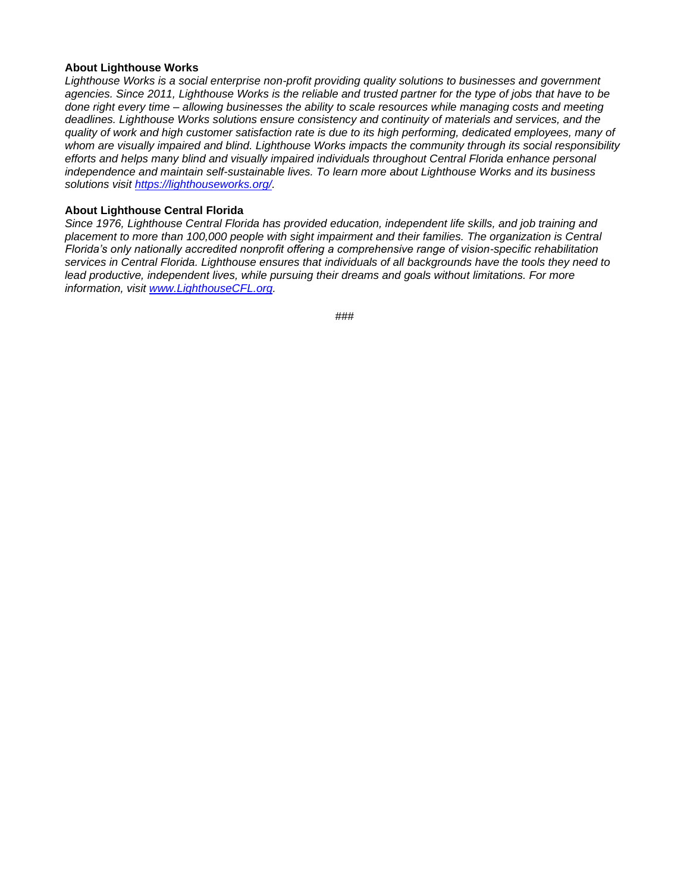**About Lighthouse Works**

*Lighthouse Works is a social enterprise non-profit providing quality solutions to businesses and government agencies. Since 2011, Lighthouse Works is the reliable and trusted partner for the type of jobs that have to be done right every time – allowing businesses the ability to scale resources while managing costs and meeting deadlines. Lighthouse Works solutions ensure consistency and continuity of materials and services, and the quality of work and high customer satisfaction rate is due to its high performing, dedicated employees, many of whom are visually impaired and blind. Lighthouse Works impacts the community through its social responsibility efforts and helps many blind and visually impaired individuals throughout Central Florida enhance personal independence and maintain self-sustainable lives. To learn more about Lighthouse Works and its business solutions visit [https://lighthouseworks.org/](https://lighthouseworks.org/).*

**About Lighthouse Central Florida**

*Since 1976, Lighthouse Central Florida has provided education, independent life skills, and job training and placement to more than 100,000 people with sight impairment and their families. The organization is Central Florida's only nationally accredited nonprofit offering a comprehensive range of vision-specific rehabilitation services in Central Florida. Lighthouse ensures that individuals of all backgrounds have the tools they need to lead productive, independent lives, while pursuing their dreams and goals without limitations. For more information, visit [www.LighthouseCFL.org](http://www.LighthouseCFL.org).*

###